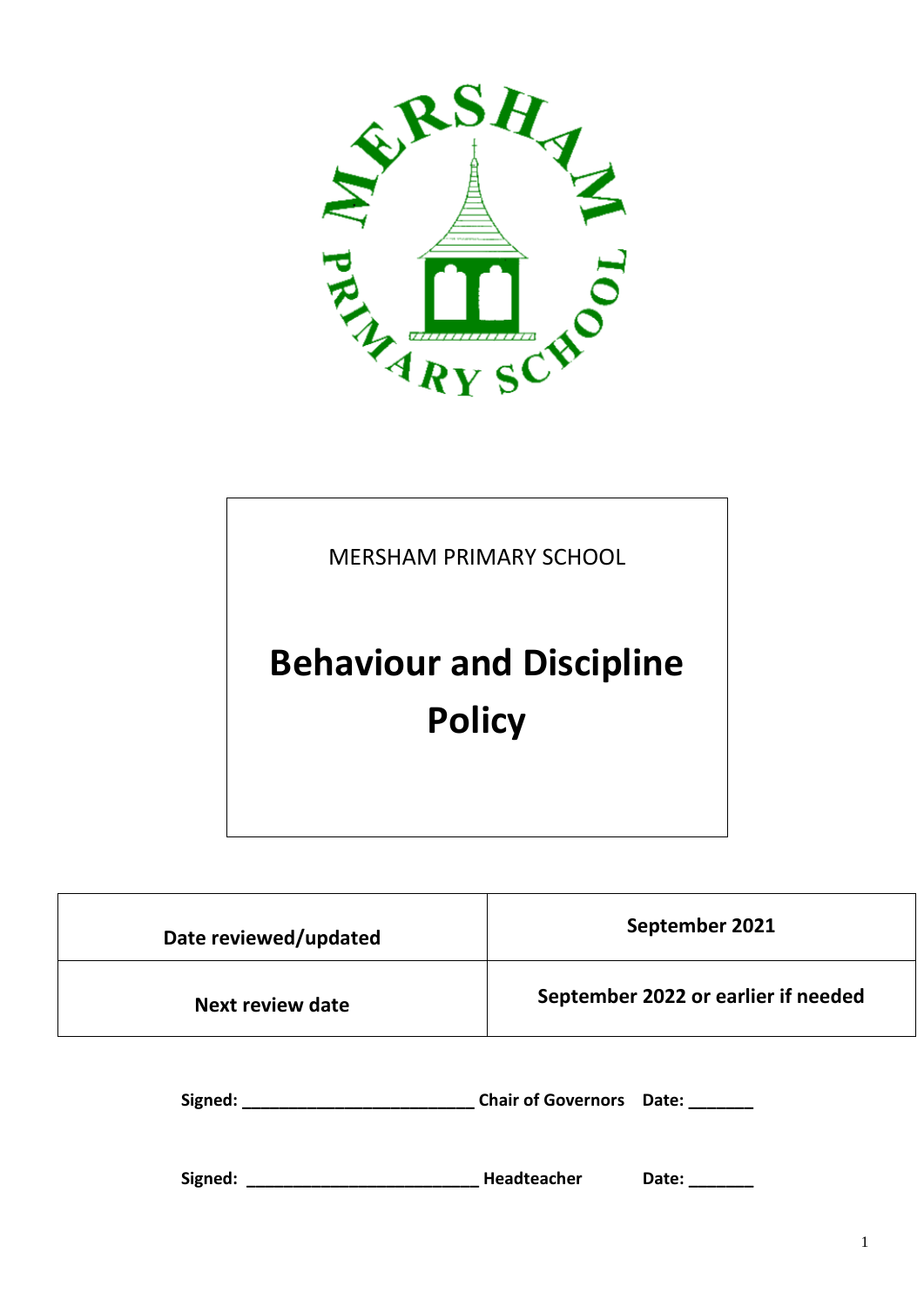MERSHAM PRIMARY SCHOOL

# Behaviour and Discipline Policy

| Date reviewed/updated | September 2021 |
| --- | --- |
| Next review date | September 2022 or earlier if needed |

**Signed: _________________________ Chair of Governors Date: _______**

**Signed: _________________________ Headteacher Date: _______**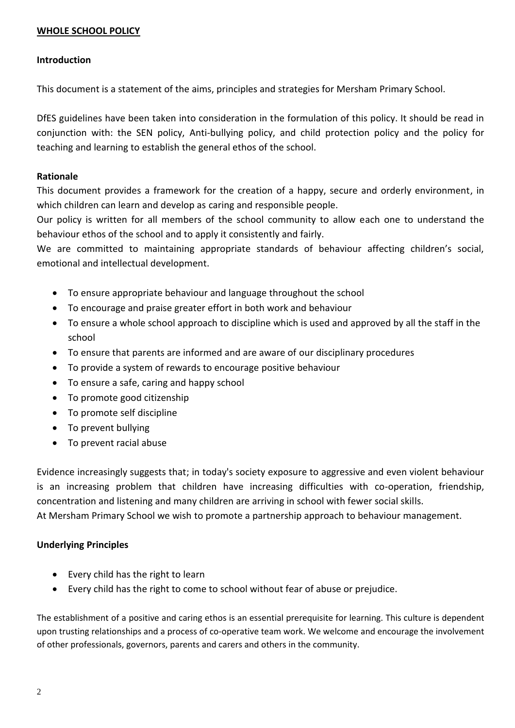**WHOLE SCHOOL POLICY**

**Introduction**

This document is a statement of the aims, principles and strategies for Mersham Primary School.

DfES guidelines have been taken into consideration in the formulation of this policy. It should be read in conjunction with: the SEN policy, Anti-bullying policy, and child protection policy and the policy for teaching and learning to establish the general ethos of the school.

**Rationale**

This document provides a framework for the creation of a happy, secure and orderly environment, in which children can learn and develop as caring and responsible people.

Our policy is written for all members of the school community to allow each one to understand the behaviour ethos of the school and to apply it consistently and fairly.

We are committed to maintaining appropriate standards of behaviour affecting children's social, emotional and intellectual development.

- To ensure appropriate behaviour and language throughout the school
- To encourage and praise greater effort in both work and behaviour
- To ensure a whole school approach to discipline which is used and approved by all the staff in the school
- To ensure that parents are informed and are aware of our disciplinary procedures
- To provide a system of rewards to encourage positive behaviour
- To ensure a safe, caring and happy school
- To promote good citizenship
- To promote self discipline
- To prevent bullying
- To prevent racial abuse

Evidence increasingly suggests that; in today's society exposure to aggressive and even violent behaviour is an increasing problem that children have increasing difficulties with co-operation, friendship, concentration and listening and many children are arriving in school with fewer social skills.

At Mersham Primary School we wish to promote a partnership approach to behaviour management.

**Underlying Principles**

- Every child has the right to learn
- Every child has the right to come to school without fear of abuse or prejudice.

The establishment of a positive and caring ethos is an essential prerequisite for learning. This culture is dependent upon trusting relationships and a process of co-operative team work. We welcome and encourage the involvement of other professionals, governors, parents and carers and others in the community.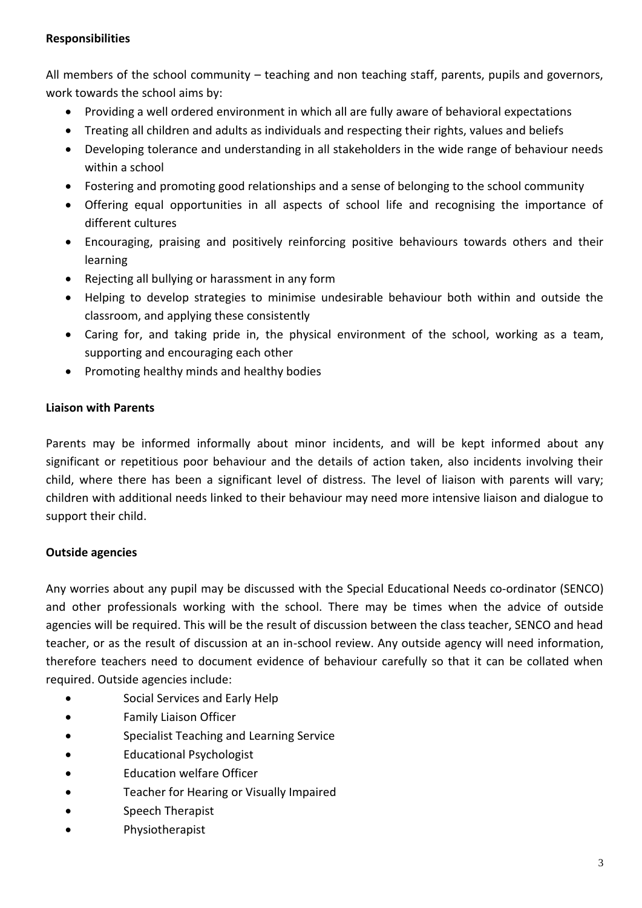**Responsibilities**

All members of the school community – teaching and non teaching staff, parents, pupils and governors, work towards the school aims by:

- Providing a well ordered environment in which all are fully aware of behavioral expectations
- Treating all children and adults as individuals and respecting their rights, values and beliefs
- Developing tolerance and understanding in all stakeholders in the wide range of behaviour needs within a school
- Fostering and promoting good relationships and a sense of belonging to the school community
- Offering equal opportunities in all aspects of school life and recognising the importance of different cultures
- Encouraging, praising and positively reinforcing positive behaviours towards others and their learning
- Rejecting all bullying or harassment in any form
- Helping to develop strategies to minimise undesirable behaviour both within and outside the classroom, and applying these consistently
- Caring for, and taking pride in, the physical environment of the school, working as a team, supporting and encouraging each other
- Promoting healthy minds and healthy bodies

**Liaison with Parents**

Parents may be informed informally about minor incidents, and will be kept informed about any significant or repetitious poor behaviour and the details of action taken, also incidents involving their child, where there has been a significant level of distress. The level of liaison with parents will vary; children with additional needs linked to their behaviour may need more intensive liaison and dialogue to support their child.

**Outside agencies**

Any worries about any pupil may be discussed with the Special Educational Needs co-ordinator (SENCO) and other professionals working with the school. There may be times when the advice of outside agencies will be required. This will be the result of discussion between the class teacher, SENCO and head teacher, or as the result of discussion at an in-school review. Any outside agency will need information, therefore teachers need to document evidence of behaviour carefully so that it can be collated when required. Outside agencies include:

- Social Services and Early Help
- Family Liaison Officer
- Specialist Teaching and Learning Service
- Educational Psychologist
- Education welfare Officer
- Teacher for Hearing or Visually Impaired
- Speech Therapist
- Physiotherapist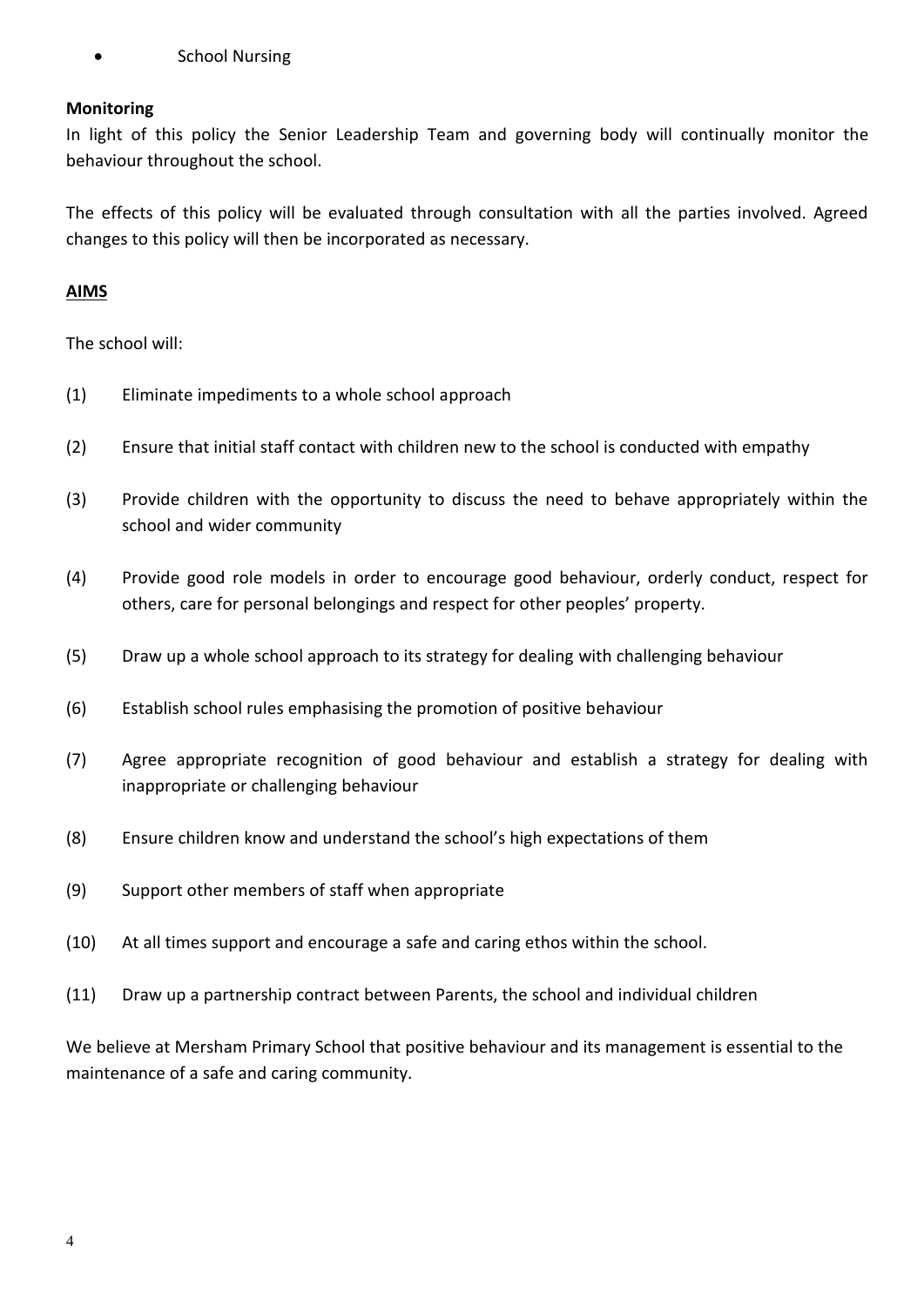- School Nursing

**Monitoring**

In light of this policy the Senior Leadership Team and governing body will continually monitor the behaviour throughout the school.

The effects of this policy will be evaluated through consultation with all the parties involved. Agreed changes to this policy will then be incorporated as necessary.

**AIMS**

The school will:

(1) Eliminate impediments to a whole school approach

(2) Ensure that initial staff contact with children new to the school is conducted with empathy

(3) Provide children with the opportunity to discuss the need to behave appropriately within the school and wider community

(4) Provide good role models in order to encourage good behaviour, orderly conduct, respect for others, care for personal belongings and respect for other peoples' property.

(5) Draw up a whole school approach to its strategy for dealing with challenging behaviour

(6) Establish school rules emphasising the promotion of positive behaviour

(7) Agree appropriate recognition of good behaviour and establish a strategy for dealing with inappropriate or challenging behaviour

(8) Ensure children know and understand the school's high expectations of them

(9) Support other members of staff when appropriate

(10) At all times support and encourage a safe and caring ethos within the school.

(11) Draw up a partnership contract between Parents, the school and individual children

We believe at Mersham Primary School that positive behaviour and its management is essential to the maintenance of a safe and caring community.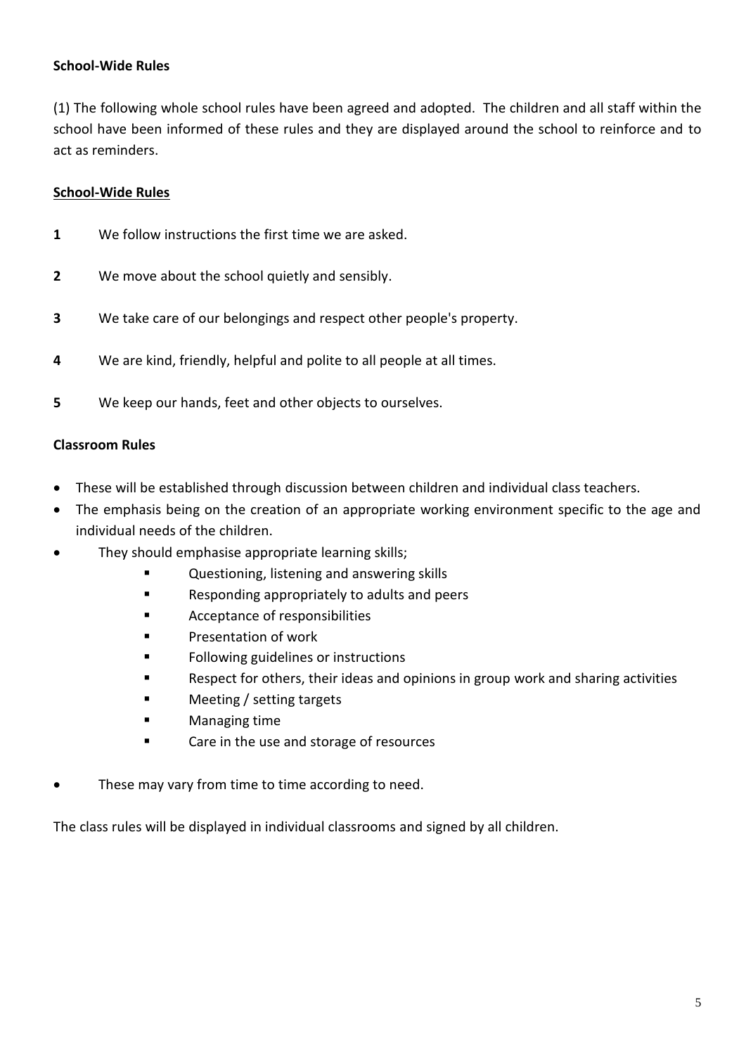**School-Wide Rules**

(1) The following whole school rules have been agreed and adopted. The children and all staff within the school have been informed of these rules and they are displayed around the school to reinforce and to act as reminders.

**<u>School-Wide Rules</u>**

**1** We follow instructions the first time we are asked.

**2** We move about the school quietly and sensibly.

**3** We take care of our belongings and respect other people's property.

**4** We are kind, friendly, helpful and polite to all people at all times.

**5** We keep our hands, feet and other objects to ourselves.

**Classroom Rules**

- These will be established through discussion between children and individual class teachers.
- The emphasis being on the creation of an appropriate working environment specific to the age and individual needs of the children.
- They should emphasise appropriate learning skills;
    - Questioning, listening and answering skills
    - Responding appropriately to adults and peers
    - Acceptance of responsibilities
    - Presentation of work
    - Following guidelines or instructions
    - Respect for others, their ideas and opinions in group work and sharing activities
    - Meeting / setting targets
    - Managing time
    - Care in the use and storage of resources
- These may vary from time to time according to need.

The class rules will be displayed in individual classrooms and signed by all children.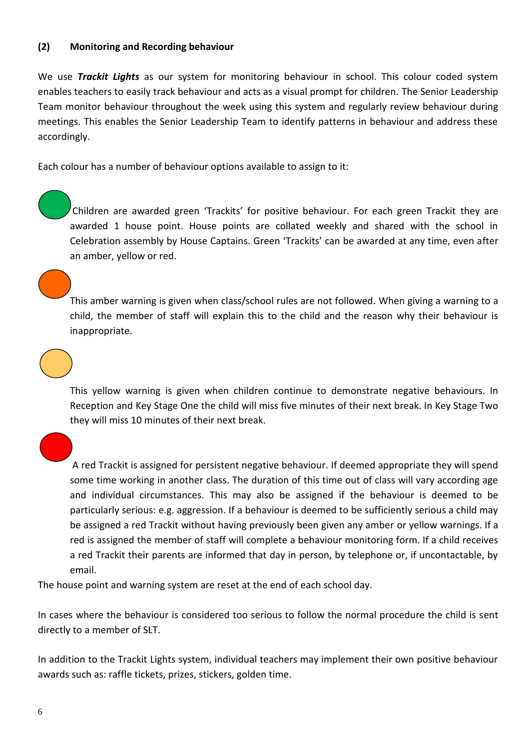**(2) Monitoring and Recording behaviour**

We use ***Trackit Lights*** as our system for monitoring behaviour in school. This colour coded system enables teachers to easily track behaviour and acts as a visual prompt for children. The Senior Leadership Team monitor behaviour throughout the week using this system and regularly review behaviour during meetings. This enables the Senior Leadership Team to identify patterns in behaviour and address these accordingly.

Each colour has a number of behaviour options available to assign to it:

Children are awarded green 'Trackits' for positive behaviour. For each green Trackit they are awarded 1 house point. House points are collated weekly and shared with the school in Celebration assembly by House Captains. Green 'Trackits' can be awarded at any time, even after an amber, yellow or red.

This amber warning is given when class/school rules are not followed. When giving a warning to a child, the member of staff will explain this to the child and the reason why their behaviour is inappropriate.

This yellow warning is given when children continue to demonstrate negative behaviours. In Reception and Key Stage One the child will miss five minutes of their next break. In Key Stage Two they will miss 10 minutes of their next break.

A red Trackit is assigned for persistent negative behaviour. If deemed appropriate they will spend some time working in another class. The duration of this time out of class will vary according age and individual circumstances. This may also be assigned if the behaviour is deemed to be particularly serious: e.g. aggression. If a behaviour is deemed to be sufficiently serious a child may be assigned a red Trackit without having previously been given any amber or yellow warnings. If a red is assigned the member of staff will complete a behaviour monitoring form. If a child receives a red Trackit their parents are informed that day in person, by telephone or, if uncontactable, by email.

The house point and warning system are reset at the end of each school day.

In cases where the behaviour is considered too serious to follow the normal procedure the child is sent directly to a member of SLT.

In addition to the Trackit Lights system, individual teachers may implement their own positive behaviour awards such as: raffle tickets, prizes, stickers, golden time.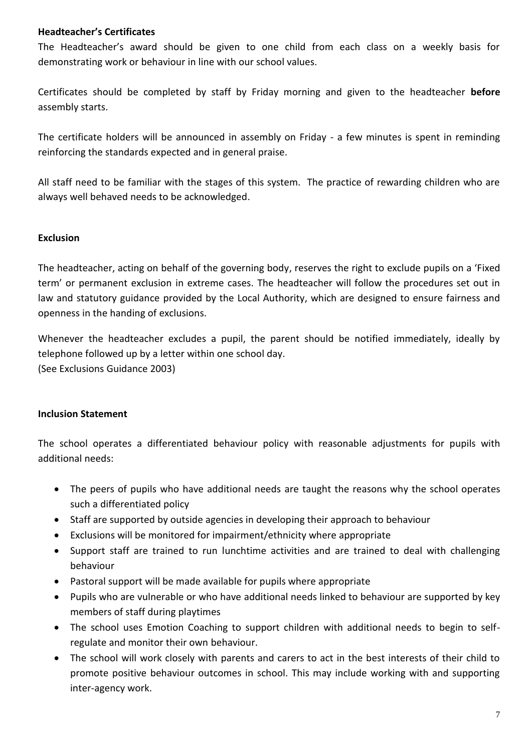**Headteacher's Certificates**

The Headteacher's award should be given to one child from each class on a weekly basis for demonstrating work or behaviour in line with our school values.

Certificates should be completed by staff by Friday morning and given to the headteacher **before** assembly starts.

The certificate holders will be announced in assembly on Friday - a few minutes is spent in reminding reinforcing the standards expected and in general praise.

All staff need to be familiar with the stages of this system. The practice of rewarding children who are always well behaved needs to be acknowledged.

**Exclusion**

The headteacher, acting on behalf of the governing body, reserves the right to exclude pupils on a 'Fixed term' or permanent exclusion in extreme cases. The headteacher will follow the procedures set out in law and statutory guidance provided by the Local Authority, which are designed to ensure fairness and openness in the handing of exclusions.

Whenever the headteacher excludes a pupil, the parent should be notified immediately, ideally by telephone followed up by a letter within one school day.
(See Exclusions Guidance 2003)

**Inclusion Statement**

The school operates a differentiated behaviour policy with reasonable adjustments for pupils with additional needs:

- The peers of pupils who have additional needs are taught the reasons why the school operates such a differentiated policy
- Staff are supported by outside agencies in developing their approach to behaviour
- Exclusions will be monitored for impairment/ethnicity where appropriate
- Support staff are trained to run lunchtime activities and are trained to deal with challenging behaviour
- Pastoral support will be made available for pupils where appropriate
- Pupils who are vulnerable or who have additional needs linked to behaviour are supported by key members of staff during playtimes
- The school uses Emotion Coaching to support children with additional needs to begin to self-regulate and monitor their own behaviour.
- The school will work closely with parents and carers to act in the best interests of their child to promote positive behaviour outcomes in school. This may include working with and supporting inter-agency work.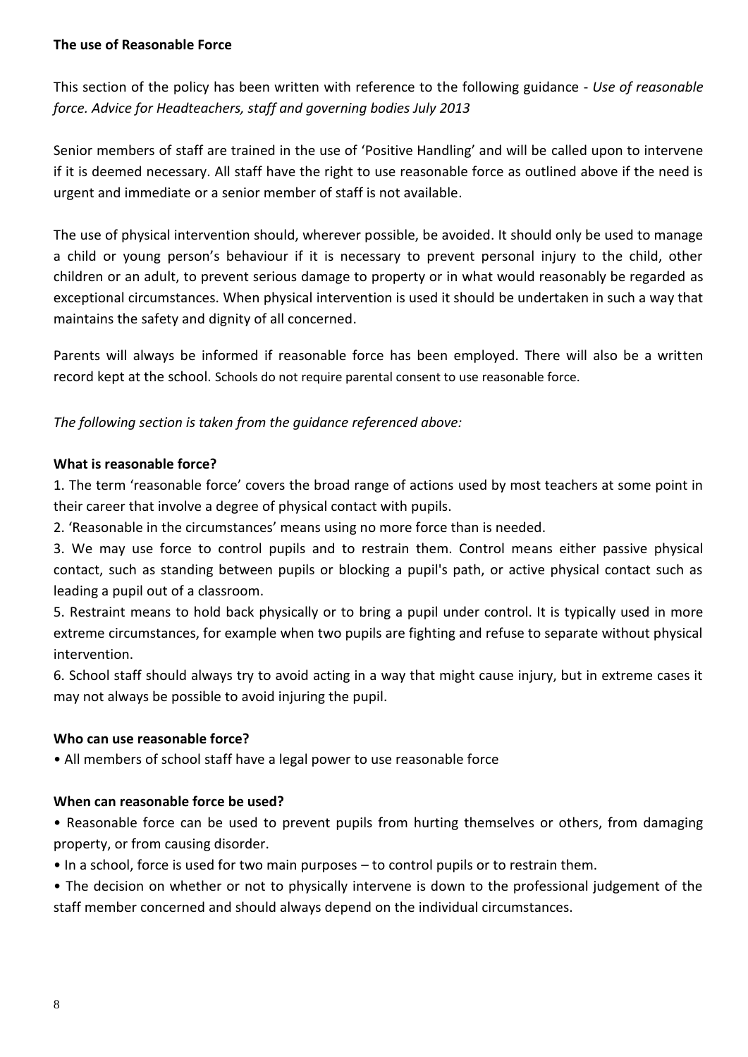**The use of Reasonable Force**

This section of the policy has been written with reference to the following guidance - *Use of reasonable force. Advice for Headteachers, staff and governing bodies July 2013*

Senior members of staff are trained in the use of 'Positive Handling' and will be called upon to intervene if it is deemed necessary. All staff have the right to use reasonable force as outlined above if the need is urgent and immediate or a senior member of staff is not available.

The use of physical intervention should, wherever possible, be avoided. It should only be used to manage a child or young person's behaviour if it is necessary to prevent personal injury to the child, other children or an adult, to prevent serious damage to property or in what would reasonably be regarded as exceptional circumstances. When physical intervention is used it should be undertaken in such a way that maintains the safety and dignity of all concerned.

Parents will always be informed if reasonable force has been employed. There will also be a written record kept at the school. Schools do not require parental consent to use reasonable force.

*The following section is taken from the guidance referenced above:*

**What is reasonable force?**

1. The term 'reasonable force' covers the broad range of actions used by most teachers at some point in their career that involve a degree of physical contact with pupils.
2. 'Reasonable in the circumstances' means using no more force than is needed.
3. We may use force to control pupils and to restrain them. Control means either passive physical contact, such as standing between pupils or blocking a pupil's path, or active physical contact such as leading a pupil out of a classroom.

5. Restraint means to hold back physically or to bring a pupil under control. It is typically used in more extreme circumstances, for example when two pupils are fighting and refuse to separate without physical intervention.
6. School staff should always try to avoid acting in a way that might cause injury, but in extreme cases it may not always be possible to avoid injuring the pupil.

**Who can use reasonable force?**

- All members of school staff have a legal power to use reasonable force

**When can reasonable force be used?**

- Reasonable force can be used to prevent pupils from hurting themselves or others, from damaging property, or from causing disorder.
- In a school, force is used for two main purposes – to control pupils or to restrain them.
- The decision on whether or not to physically intervene is down to the professional judgement of the staff member concerned and should always depend on the individual circumstances.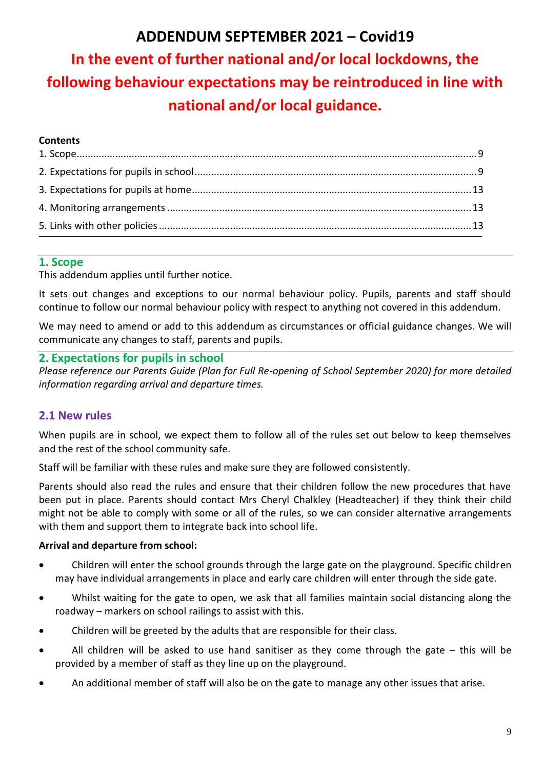# ADDENDUM SEPTEMBER 2021 – Covid19

## In the event of further national and/or local lockdowns, the following behaviour expectations may be reintroduced in line with national and/or local guidance.

**Contents**

1. Scope.......................................................................................................................................9
2. Expectations for pupils in school.............................................................................................9
3. Expectations for pupils at home..............................................................................................13
4. Monitoring arrangements.......................................................................................................13
5. Links with other policies..........................................................................................................13

## 1. Scope

This addendum applies until further notice.

It sets out changes and exceptions to our normal behaviour policy. Pupils, parents and staff should continue to follow our normal behaviour policy with respect to anything not covered in this addendum.

We may need to amend or add to this addendum as circumstances or official guidance changes. We will communicate any changes to staff, parents and pupils.

## 2. Expectations for pupils in school

*Please reference our Parents Guide (Plan for Full Re-opening of School September 2020) for more detailed information regarding arrival and departure times.*

### 2.1 New rules

When pupils are in school, we expect them to follow all of the rules set out below to keep themselves and the rest of the school community safe.

Staff will be familiar with these rules and make sure they are followed consistently.

Parents should also read the rules and ensure that their children follow the new procedures that have been put in place. Parents should contact Mrs Cheryl Chalkley (Headteacher) if they think their child might not be able to comply with some or all of the rules, so we can consider alternative arrangements with them and support them to integrate back into school life.

**Arrival and departure from school:**

- Children will enter the school grounds through the large gate on the playground. Specific children may have individual arrangements in place and early care children will enter through the side gate.
- Whilst waiting for the gate to open, we ask that all families maintain social distancing along the roadway – markers on school railings to assist with this.
- Children will be greeted by the adults that are responsible for their class.
- All children will be asked to use hand sanitiser as they come through the gate – this will be provided by a member of staff as they line up on the playground.
- An additional member of staff will also be on the gate to manage any other issues that arise.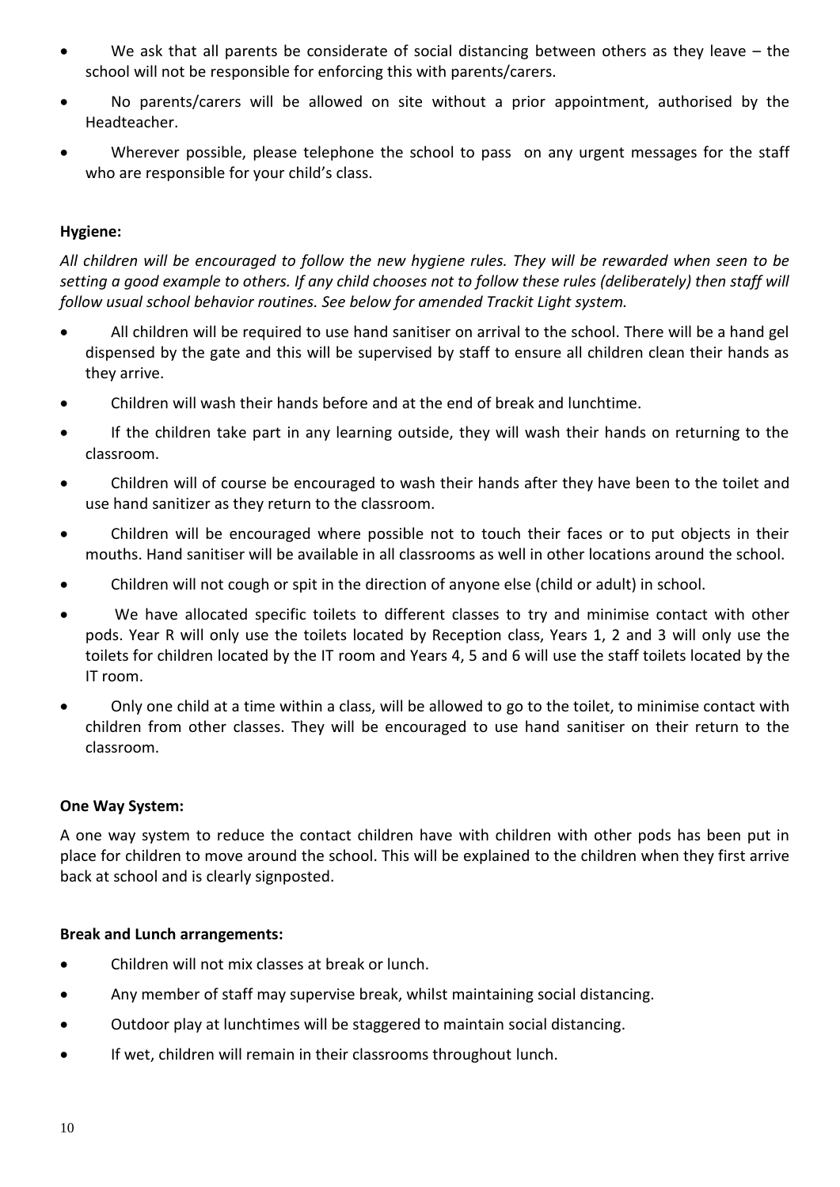- We ask that all parents be considerate of social distancing between others as they leave – the school will not be responsible for enforcing this with parents/carers.
- No parents/carers will be allowed on site without a prior appointment, authorised by the Headteacher.
- Wherever possible, please telephone the school to pass on any urgent messages for the staff who are responsible for your child's class.

**Hygiene:**

*All children will be encouraged to follow the new hygiene rules. They will be rewarded when seen to be setting a good example to others. If any child chooses not to follow these rules (deliberately) then staff will follow usual school behavior routines. See below for amended Trackit Light system.*

- All children will be required to use hand sanitiser on arrival to the school. There will be a hand gel dispensed by the gate and this will be supervised by staff to ensure all children clean their hands as they arrive.
- Children will wash their hands before and at the end of break and lunchtime.
- If the children take part in any learning outside, they will wash their hands on returning to the classroom.
- Children will of course be encouraged to wash their hands after they have been to the toilet and use hand sanitizer as they return to the classroom.
- Children will be encouraged where possible not to touch their faces or to put objects in their mouths. Hand sanitiser will be available in all classrooms as well in other locations around the school.
- Children will not cough or spit in the direction of anyone else (child or adult) in school.
- We have allocated specific toilets to different classes to try and minimise contact with other pods. Year R will only use the toilets located by Reception class, Years 1, 2 and 3 will only use the toilets for children located by the IT room and Years 4, 5 and 6 will use the staff toilets located by the IT room.
- Only one child at a time within a class, will be allowed to go to the toilet, to minimise contact with children from other classes. They will be encouraged to use hand sanitiser on their return to the classroom.

**One Way System:**

A one way system to reduce the contact children have with children with other pods has been put in place for children to move around the school. This will be explained to the children when they first arrive back at school and is clearly signposted.

**Break and Lunch arrangements:**

- Children will not mix classes at break or lunch.
- Any member of staff may supervise break, whilst maintaining social distancing.
- Outdoor play at lunchtimes will be staggered to maintain social distancing.
- If wet, children will remain in their classrooms throughout lunch.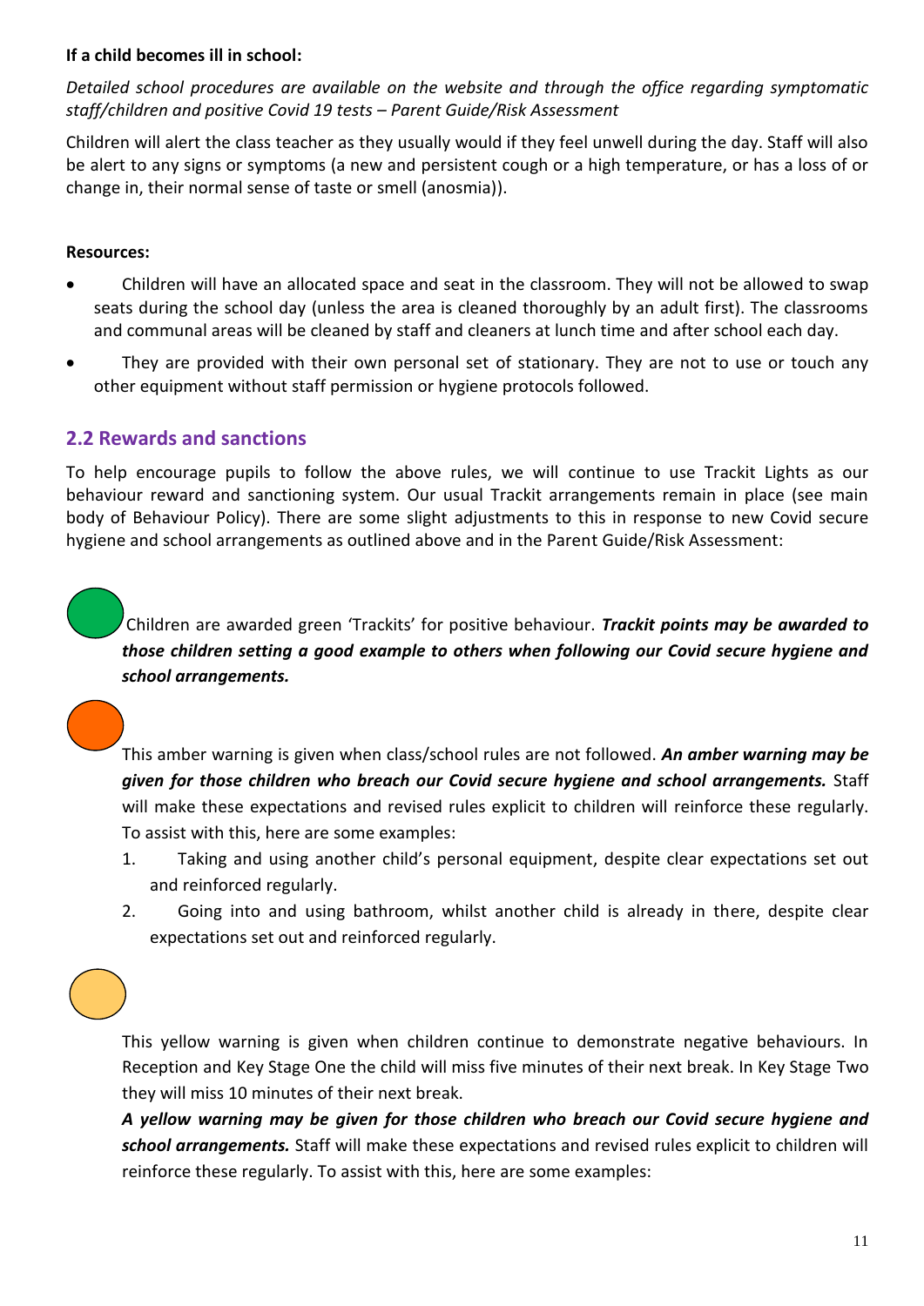**If a child becomes ill in school:**

*Detailed school procedures are available on the website and through the office regarding symptomatic staff/children and positive Covid 19 tests – Parent Guide/Risk Assessment*

Children will alert the class teacher as they usually would if they feel unwell during the day. Staff will also be alert to any signs or symptoms (a new and persistent cough or a high temperature, or has a loss of or change in, their normal sense of taste or smell (anosmia)).

**Resources:**

- Children will have an allocated space and seat in the classroom. They will not be allowed to swap seats during the school day (unless the area is cleaned thoroughly by an adult first). The classrooms and communal areas will be cleaned by staff and cleaners at lunch time and after school each day.
- They are provided with their own personal set of stationary. They are not to use or touch any other equipment without staff permission or hygiene protocols followed.

## 2.2 Rewards and sanctions

To help encourage pupils to follow the above rules, we will continue to use Trackit Lights as our behaviour reward and sanctioning system. Our usual Trackit arrangements remain in place (see main body of Behaviour Policy). There are some slight adjustments to this in response to new Covid secure hygiene and school arrangements as outlined above and in the Parent Guide/Risk Assessment:

Children are awarded green 'Trackits' for positive behaviour. ***Trackit points may be awarded to those children setting a good example to others when following our Covid secure hygiene and school arrangements.***

This amber warning is given when class/school rules are not followed. ***An amber warning may be given for those children who breach our Covid secure hygiene and school arrangements.*** Staff will make these expectations and revised rules explicit to children will reinforce these regularly. To assist with this, here are some examples:

1. Taking and using another child's personal equipment, despite clear expectations set out and reinforced regularly.
2. Going into and using bathroom, whilst another child is already in there, despite clear expectations set out and reinforced regularly.

This yellow warning is given when children continue to demonstrate negative behaviours. In Reception and Key Stage One the child will miss five minutes of their next break. In Key Stage Two they will miss 10 minutes of their next break.

***A yellow warning may be given for those children who breach our Covid secure hygiene and school arrangements.*** Staff will make these expectations and revised rules explicit to children will reinforce these regularly. To assist with this, here are some examples: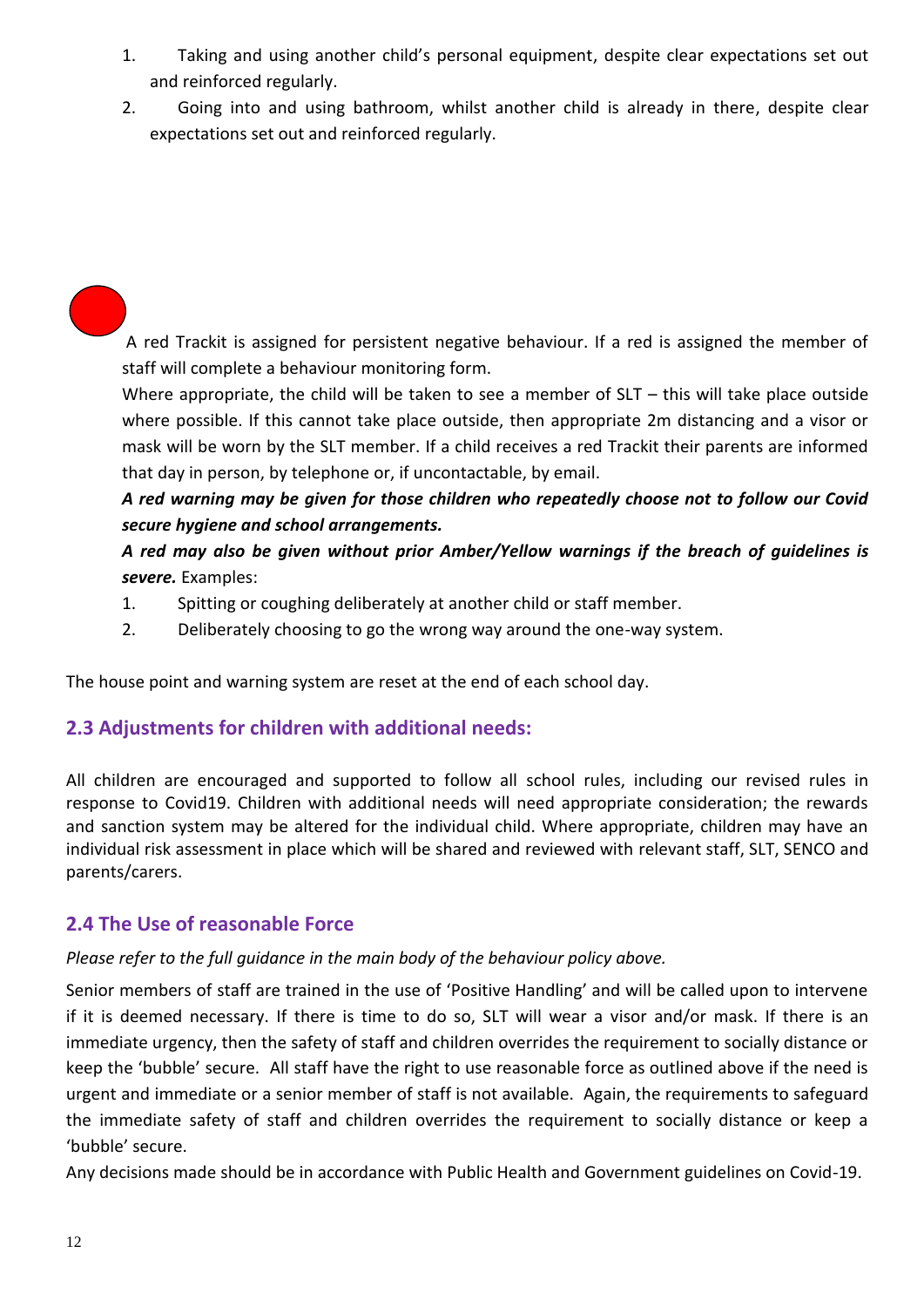1. Taking and using another child's personal equipment, despite clear expectations set out and reinforced regularly.
2. Going into and using bathroom, whilst another child is already in there, despite clear expectations set out and reinforced regularly.

A red Trackit is assigned for persistent negative behaviour. If a red is assigned the member of staff will complete a behaviour monitoring form.

Where appropriate, the child will be taken to see a member of SLT – this will take place outside where possible. If this cannot take place outside, then appropriate 2m distancing and a visor or mask will be worn by the SLT member. If a child receives a red Trackit their parents are informed that day in person, by telephone or, if uncontactable, by email.

***A red warning may be given for those children who repeatedly choose not to follow our Covid secure hygiene and school arrangements.***

***A red may also be given without prior Amber/Yellow warnings if the breach of guidelines is severe.*** Examples:

1. Spitting or coughing deliberately at another child or staff member.
2. Deliberately choosing to go the wrong way around the one-way system.

The house point and warning system are reset at the end of each school day.

## 2.3 Adjustments for children with additional needs:

All children are encouraged and supported to follow all school rules, including our revised rules in response to Covid19. Children with additional needs will need appropriate consideration; the rewards and sanction system may be altered for the individual child. Where appropriate, children may have an individual risk assessment in place which will be shared and reviewed with relevant staff, SLT, SENCO and parents/carers.

## 2.4 The Use of reasonable Force

*Please refer to the full guidance in the main body of the behaviour policy above.*

Senior members of staff are trained in the use of 'Positive Handling' and will be called upon to intervene if it is deemed necessary. If there is time to do so, SLT will wear a visor and/or mask. If there is an immediate urgency, then the safety of staff and children overrides the requirement to socially distance or keep the 'bubble' secure. All staff have the right to use reasonable force as outlined above if the need is urgent and immediate or a senior member of staff is not available. Again, the requirements to safeguard the immediate safety of staff and children overrides the requirement to socially distance or keep a 'bubble' secure.

Any decisions made should be in accordance with Public Health and Government guidelines on Covid-19.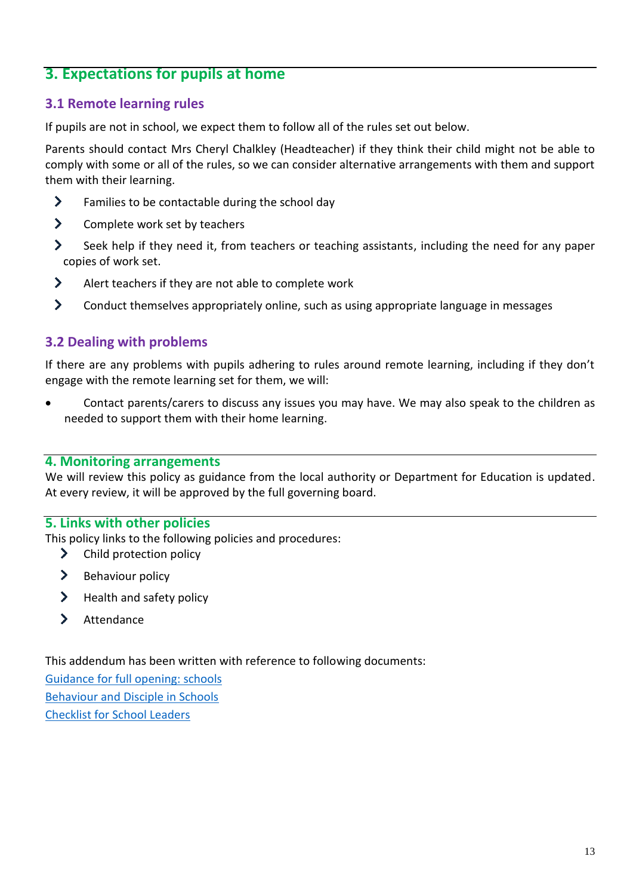## 3. Expectations for pupils at home

### 3.1 Remote learning rules

If pupils are not in school, we expect them to follow all of the rules set out below.

Parents should contact Mrs Cheryl Chalkley (Headteacher) if they think their child might not be able to comply with some or all of the rules, so we can consider alternative arrangements with them and support them with their learning.

- Families to be contactable during the school day
- Complete work set by teachers
- Seek help if they need it, from teachers or teaching assistants, including the need for any paper copies of work set.
- Alert teachers if they are not able to complete work
- Conduct themselves appropriately online, such as using appropriate language in messages

### 3.2 Dealing with problems

If there are any problems with pupils adhering to rules around remote learning, including if they don't engage with the remote learning set for them, we will:

- Contact parents/carers to discuss any issues you may have. We may also speak to the children as needed to support them with their home learning.

## 4. Monitoring arrangements

We will review this policy as guidance from the local authority or Department for Education is updated. At every review, it will be approved by the full governing board.

## 5. Links with other policies

This policy links to the following policies and procedures:

- Child protection policy
- Behaviour policy
- Health and safety policy
- Attendance

This addendum has been written with reference to following documents:

Guidance for full opening: schools

Behaviour and Disciple in Schools

Checklist for School Leaders